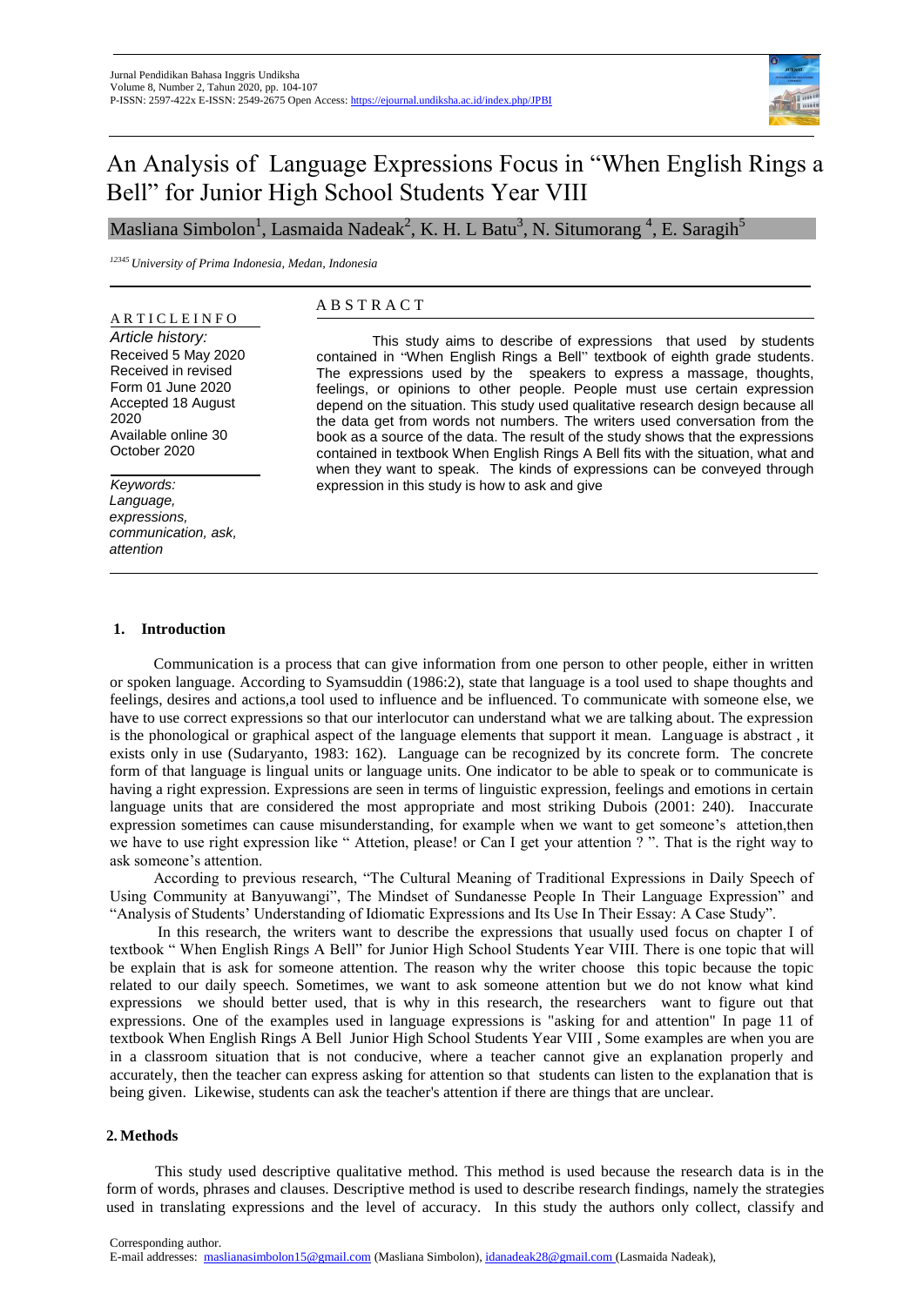# An Analysis of Language Expressions Focus in "When English Rings a Bell" for Junior High School Students Year VIII

Masliana Simbolon[1], Lasmaida Nadeak[2], K. H. L Batu[3], N. Situmorang [4], E. Saragih[5]

*[12345] University of Prima Indonesia, Medan, Indonesia*

**A R T I C L E I N F O**

*Article history:*
Received 5 May 2020
Received in revised Form 01 June 2020
Accepted 18 August 2020
Available online 30 October 2020

*Keywords:*
*Language, expressions, communication, ask, attention*

**A B S T R A C T**

This study aims to describe of expressions that used by students contained in "When English Rings a Bell" textbook of eighth grade students. The expressions used by the speakers to express a massage, thoughts, feelings, or opinions to other people. People must use certain expression depend on the situation. This study used qualitative research design because all the data get from words not numbers. The writers used conversation from the book as a source of the data. The result of the study shows that the expressions contained in textbook When English Rings A Bell fits with the situation, what and when they want to speak. The kinds of expressions can be conveyed through expression in this study is how to ask and give

## 1. Introduction

Communication is a process that can give information from one person to other people, either in written or spoken language. According to Syamsuddin (1986:2), state that language is a tool used to shape thoughts and feelings, desires and actions,a tool used to influence and be influenced. To communicate with someone else, we have to use correct expressions so that our interlocutor can understand what we are talking about. The expression is the phonological or graphical aspect of the language elements that support it mean. Language is abstract , it exists only in use (Sudaryanto, 1983: 162). Language can be recognized by its concrete form. The concrete form of that language is lingual units or language units. One indicator to be able to speak or to communicate is having a right expression. Expressions are seen in terms of linguistic expression, feelings and emotions in certain language units that are considered the most appropriate and most striking Dubois (2001: 240). Inaccurate expression sometimes can cause misunderstanding, for example when we want to get someone's attion,then we have to use right expression like " Attetion, please! or Can I get your attention ? ". That is the right way to ask someone's attention.

According to previous research, "The Cultural Meaning of Traditional Expressions in Daily Speech of Using Community at Banyuwangi", The Mindset of Sundanesse People In Their Language Expression" and "Analysis of Students' Understanding of Idiomatic Expressions and Its Use In Their Essay: A Case Study".

In this research, the writers want to describe the expressions that usually used focus on chapter I of textbook " When English Rings A Bell" for Junior High School Students Year VIII. There is one topic that will be explain that is ask for someone attention. The reason why the writer choose this topic because the topic related to our daily speech. Sometimes, we want to ask someone attention but we do not know what kind expressions we should better used, that is why in this research, the researchers want to figure out that expressions. One of the examples used in language expressions is "asking for and attention" In page 11 of textbook When English Rings A Bell Junior High School Students Year VIII , Some examples are when you are in a classroom situation that is not conducive, where a teacher cannot give an explanation properly and accurately, then the teacher can express asking for attention so that students can listen to the explanation that is being given. Likewise, students can ask the teacher's attention if there are things that are unclear.

## 2. Methods

This study used descriptive qualitative method. This method is used because the research data is in the form of words, phrases and clauses. Descriptive method is used to describe research findings, namely the strategies used in translating expressions and the level of accuracy. In this study the authors only collect, classify and

Corresponding author.
E-mail addresses: maslianasimbolon15@gmail.com (Masliana Simbolon), idanadeak28@gmail.com (Lasmaida Nadeak),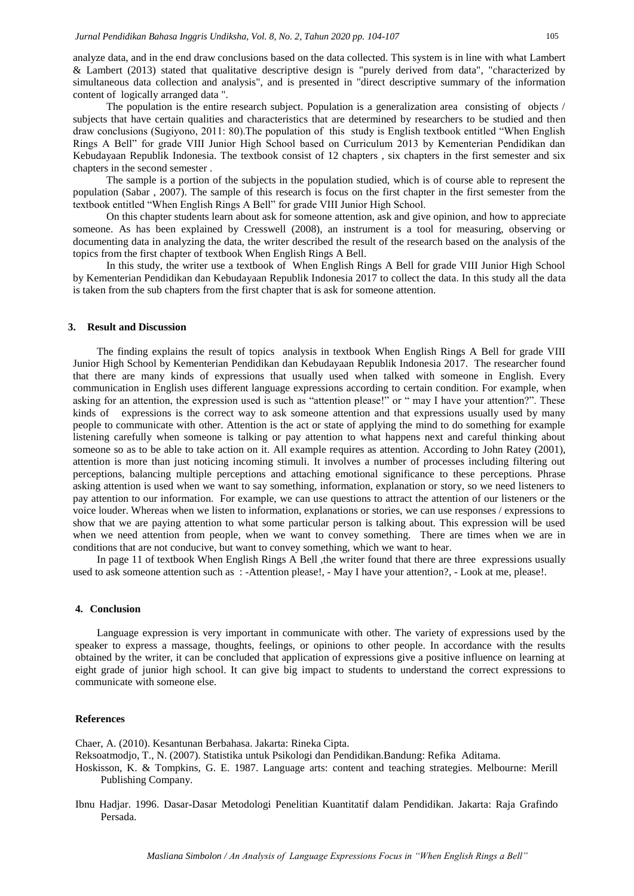analyze data, and in the end draw conclusions based on the data collected. This system is in line with what Lambert & Lambert (2013) stated that qualitative descriptive design is "purely derived from data", "characterized by simultaneous data collection and analysis", and is presented in "direct descriptive summary of the information content of logically arranged data ".

The population is the entire research subject. Population is a generalization area consisting of objects / subjects that have certain qualities and characteristics that are determined by researchers to be studied and then draw conclusions (Sugiyono, 2011: 80).The population of this study is English textbook entitled "When English Rings A Bell" for grade VIII Junior High School based on Curriculum 2013 by Kementerian Pendidikan dan Kebudayaan Republik Indonesia. The textbook consist of 12 chapters , six chapters in the first semester and six chapters in the second semester .

The sample is a portion of the subjects in the population studied, which is of course able to represent the population (Sabar , 2007). The sample of this research is focus on the first chapter in the first semester from the textbook entitled "When English Rings A Bell" for grade VIII Junior High School.

On this chapter students learn about ask for someone attention, ask and give opinion, and how to appreciate someone. As has been explained by Cresswell (2008), an instrument is a tool for measuring, observing or documenting data in analyzing the data, the writer described the result of the research based on the analysis of the topics from the first chapter of textbook When English Rings A Bell.

In this study, the writer use a textbook of When English Rings A Bell for grade VIII Junior High School by Kementerian Pendidikan dan Kebudayaan Republik Indonesia 2017 to collect the data. In this study all the data is taken from the sub chapters from the first chapter that is ask for someone attention.

## 3. Result and Discussion

The finding explains the result of topics analysis in textbook When English Rings A Bell for grade VIII Junior High School by Kementerian Pendidikan dan Kebudayaan Republik Indonesia 2017. The researcher found that there are many kinds of expressions that usually used when talked with someone in English. Every communication in English uses different language expressions according to certain condition. For example, when asking for an attention, the expression used is such as "attention please!" or " may I have your attention?". These kinds of expressions is the correct way to ask someone attention and that expressions usually used by many people to communicate with other. Attention is the act or state of applying the mind to do something for example listening carefully when someone is talking or pay attention to what happens next and careful thinking about someone so as to be able to take action on it. All example requires as attention. According to John Ratey (2001), attention is more than just noticing incoming stimuli. It involves a number of processes including filtering out perceptions, balancing multiple perceptions and attaching emotional significance to these perceptions. Phrase asking attention is used when we want to say something, information, explanation or story, so we need listeners to pay attention to our information. For example, we can use questions to attract the attention of our listeners or the voice louder. Whereas when we listen to information, explanations or stories, we can use responses / expressions to show that we are paying attention to what some particular person is talking about. This expression will be used when we need attention from people, when we want to convey something. There are times when we are in conditions that are not conducive, but want to convey something, which we want to hear.

In page 11 of textbook When English Rings A Bell ,the writer found that there are three expressions usually used to ask someone attention such as : -Attention please!, - May I have your attention?, - Look at me, please!.

## 4. Conclusion

Language expression is very important in communicate with other. The variety of expressions used by the speaker to express a massage, thoughts, feelings, or opinions to other people. In accordance with the results obtained by the writer, it can be concluded that application of expressions give a positive influence on learning at eight grade of junior high school. It can give big impact to students to understand the correct expressions to communicate with someone else.

## References

Chaer, A. (2010). Kesantunan Berbahasa. Jakarta: Rineka Cipta.

Reksoatmodjo, T., N. (2007). Statistika untuk Psikologi dan Pendidikan.Bandung: Refika Aditama.

Hoskisson, K. & Tompkins, G. E. 1987. Language arts: content and teaching strategies. Melbourne: Merill Publishing Company.

Ibnu Hadjar. 1996. Dasar-Dasar Metodologi Penelitian Kuantitatif dalam Pendidikan. Jakarta: Raja Grafindo Persada.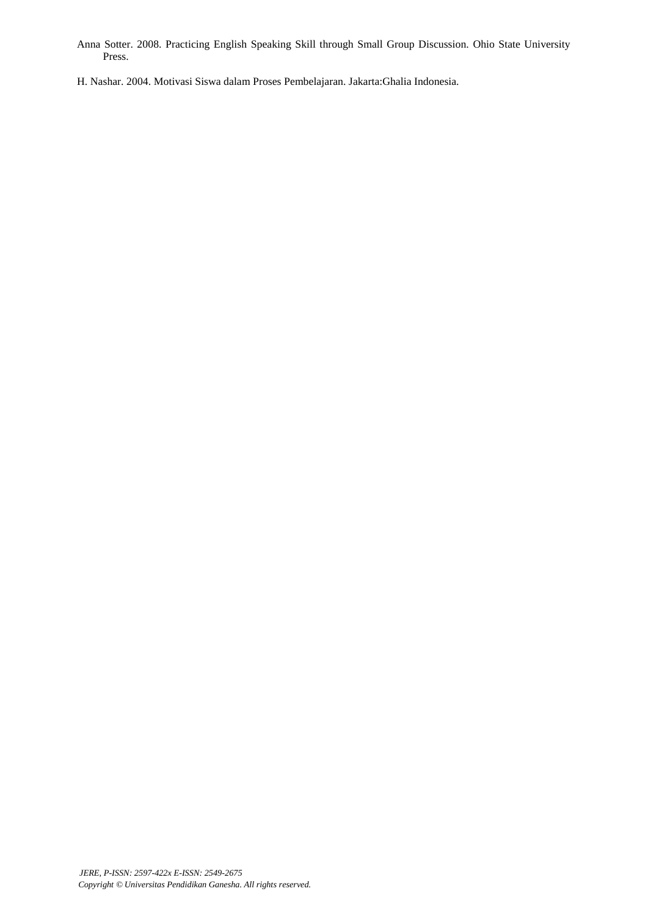Anna Sotter. 2008. Practicing English Speaking Skill through Small Group Discussion. Ohio State University Press.

H. Nashar. 2004. Motivasi Siswa dalam Proses Pembelajaran. Jakarta:Ghalia Indonesia.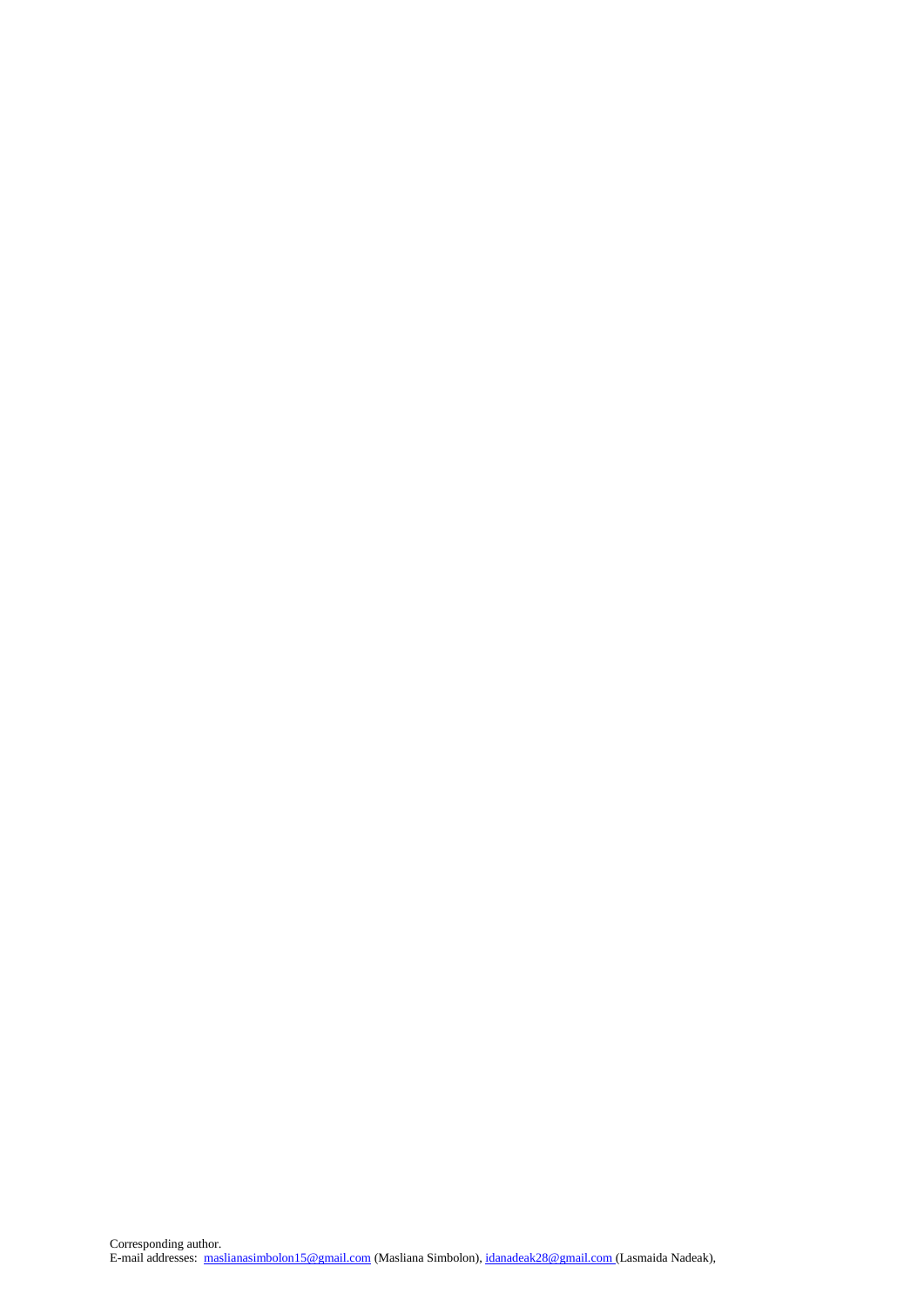Corresponding author.
E-mail addresses: maslianasimbolon15@gmail.com (Masliana Simbolon), idanadeak28@gmail.com (Lasmaida Nadeak),